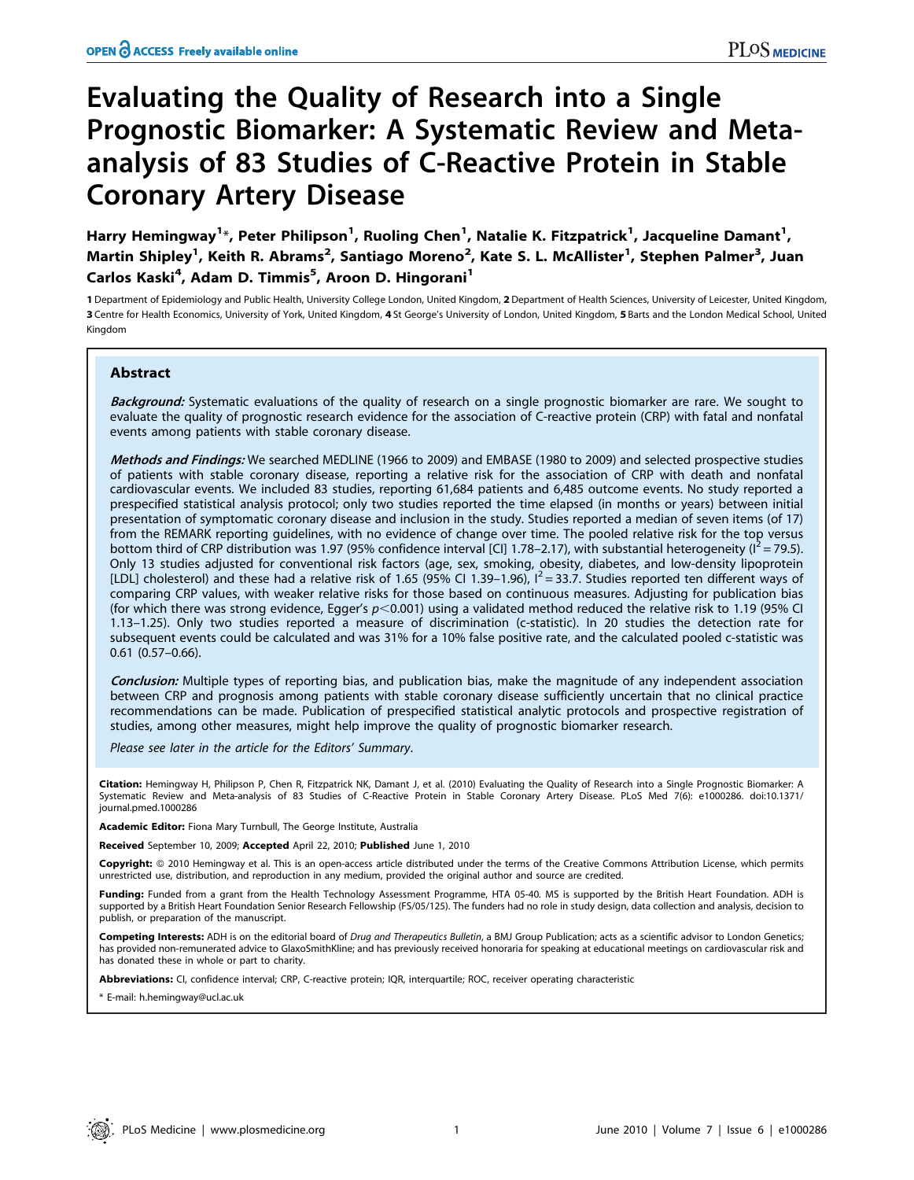# Evaluating the Quality of Research into a Single Prognostic Biomarker: A Systematic Review and Meta-analysis of 83 Studies of C-Reactive Protein in Stable Coronary Artery Disease

Harry Hemingway[1]*, Peter Philipson[1], Ruoling Chen[1], Natalie K. Fitzpatrick[1], Jacqueline Damant[1], Martin Shipley[1], Keith R. Abrams[2], Santiago Moreno[2], Kate S. L. McAllister[1], Stephen Palmer[3], Juan Carlos Kaski[4], Adam D. Timmis[5], Aroon D. Hingorani[1]

1 Department of Epidemiology and Public Health, University College London, United Kingdom, 2 Department of Health Sciences, University of Leicester, United Kingdom, 3 Centre for Health Economics, University of York, United Kingdom, 4 St George's University of London, United Kingdom, 5 Barts and the London Medical School, United Kingdom

## Abstract

***Background:*** Systematic evaluations of the quality of research on a single prognostic biomarker are rare. We sought to evaluate the quality of prognostic research evidence for the association of C-reactive protein (CRP) with fatal and nonfatal events among patients with stable coronary disease.

***Methods and Findings:*** We searched MEDLINE (1966 to 2009) and EMBASE (1980 to 2009) and selected prospective studies of patients with stable coronary disease, reporting a relative risk for the association of CRP with death and nonfatal cardiovascular events. We included 83 studies, reporting 61,684 patients and 6,485 outcome events. No study reported a prespecified statistical analysis protocol; only two studies reported the time elapsed (in months or years) between initial presentation of symptomatic coronary disease and inclusion in the study. Studies reported a median of seven items (of 17) from the REMARK reporting guidelines, with no evidence of change over time. The pooled relative risk for the top versus bottom third of CRP distribution was 1.97 (95% confidence interval [CI] 1.78–2.17), with substantial heterogeneity ($I^2 = 79.5$). Only 13 studies adjusted for conventional risk factors (age, sex, smoking, obesity, diabetes, and low-density lipoprotein [LDL] cholesterol) and these had a relative risk of 1.65 (95% CI 1.39–1.96), $I^2 = 33.7$. Studies reported ten different ways of comparing CRP values, with weaker relative risks for those based on continuous measures. Adjusting for publication bias (for which there was strong evidence, Egger's $p < 0.001$) using a validated method reduced the relative risk to 1.19 (95% CI 1.13–1.25). Only two studies reported a measure of discrimination (c-statistic). In 20 studies the detection rate for subsequent events could be calculated and was 31% for a 10% false positive rate, and the calculated pooled c-statistic was 0.61 (0.57–0.66).

***Conclusion:*** Multiple types of reporting bias, and publication bias, make the magnitude of any independent association between CRP and prognosis among patients with stable coronary disease sufficiently uncertain that no clinical practice recommendations can be made. Publication of prespecified statistical analytic protocols and prospective registration of studies, among other measures, might help improve the quality of prognostic biomarker research.

*Please see later in the article for the Editors' Summary.*

**Citation:** Hemingway H, Philipson P, Chen R, Fitzpatrick NK, Damant J, et al. (2010) Evaluating the Quality of Research into a Single Prognostic Biomarker: A Systematic Review and Meta-analysis of 83 Studies of C-Reactive Protein in Stable Coronary Artery Disease. PLoS Med 7(6): e1000286. doi:10.1371/journal.pmed.1000286

**Academic Editor:** Fiona Mary Turnbull, The George Institute, Australia

**Received** September 10, 2009; **Accepted** April 22, 2010; **Published** June 1, 2010

**Copyright:** © 2010 Hemingway et al. This is an open-access article distributed under the terms of the Creative Commons Attribution License, which permits unrestricted use, distribution, and reproduction in any medium, provided the original author and source are credited.

**Funding:** Funded from a grant from the Health Technology Assessment Programme, HTA 05-40. MS is supported by the British Heart Foundation. ADH is supported by a British Heart Foundation Senior Research Fellowship (FS/05/125). The funders had no role in study design, data collection and analysis, decision to publish, or preparation of the manuscript.

**Competing Interests:** ADH is on the editorial board of *Drug and Therapeutics Bulletin*, a BMJ Group Publication; acts as a scientific advisor to London Genetics; has provided non-remunerated advice to GlaxoSmithKline; and has previously received honoraria for speaking at educational meetings on cardiovascular risk and has donated these in whole or part to charity.

**Abbreviations:** CI, confidence interval; CRP, C-reactive protein; IQR, interquartile; ROC, receiver operating characteristic

* E-mail: h.hemingway@ucl.ac.uk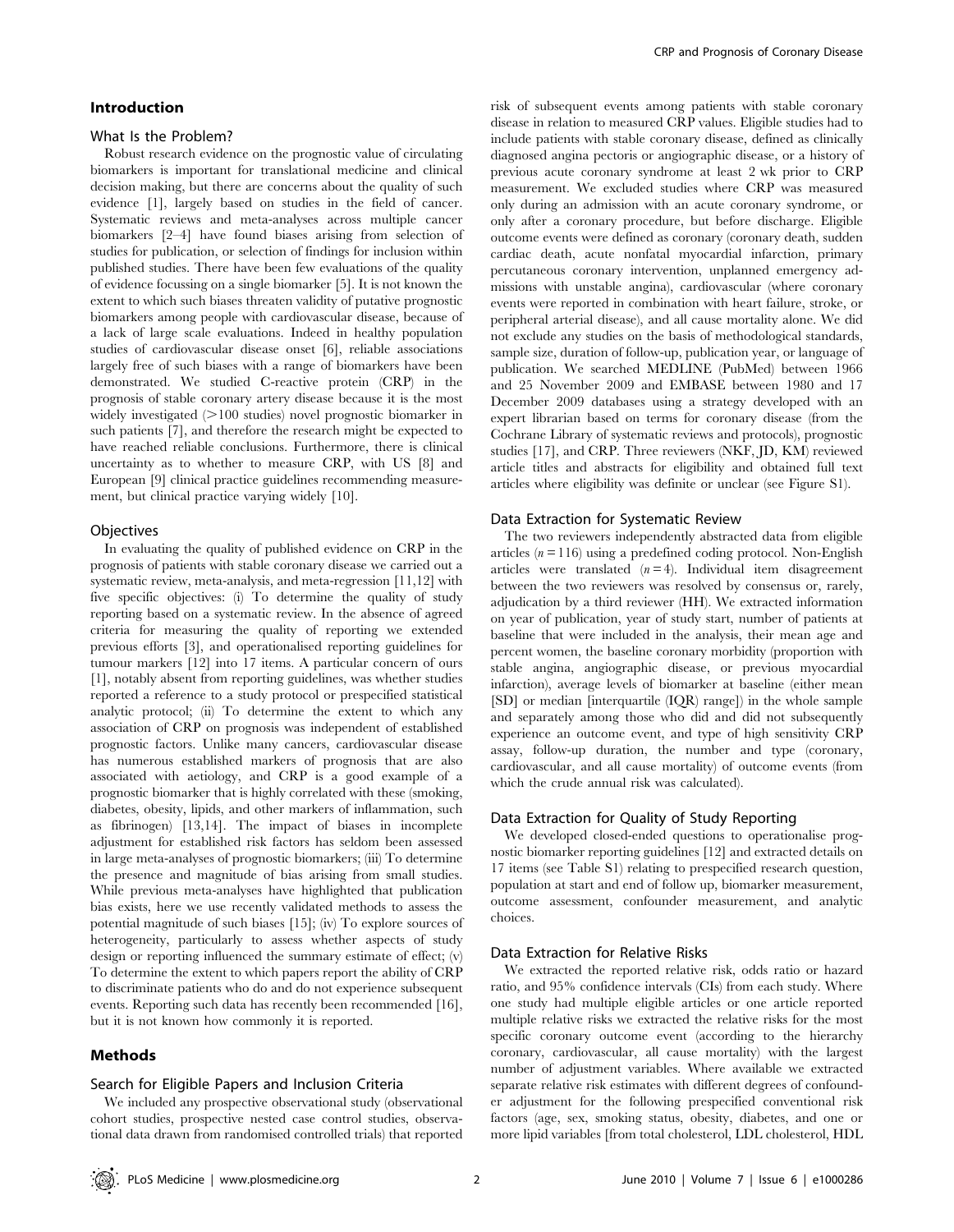## Introduction

### What Is the Problem?

Robust research evidence on the prognostic value of circulating biomarkers is important for translational medicine and clinical decision making, but there are concerns about the quality of such evidence [1], largely based on studies in the field of cancer. Systematic reviews and meta-analyses across multiple cancer biomarkers [2–4] have found biases arising from selection of studies for publication, or selection of findings for inclusion within published studies. There have been few evaluations of the quality of evidence focussing on a single biomarker [5]. It is not known the extent to which such biases threaten validity of putative prognostic biomarkers among people with cardiovascular disease, because of a lack of large scale evaluations. Indeed in healthy population studies of cardiovascular disease onset [6], reliable associations largely free of such biases with a range of biomarkers have been demonstrated. We studied C-reactive protein (CRP) in the prognosis of stable coronary artery disease because it is the most widely investigated (>100 studies) novel prognostic biomarker in such patients [7], and therefore the research might be expected to have reached reliable conclusions. Furthermore, there is clinical uncertainty as to whether to measure CRP, with US [8] and European [9] clinical practice guidelines recommending measurement, but clinical practice varying widely [10].

### Objectives

In evaluating the quality of published evidence on CRP in the prognosis of patients with stable coronary disease we carried out a systematic review, meta-analysis, and meta-regression [11,12] with five specific objectives: (i) To determine the quality of study reporting based on a systematic review. In the absence of agreed criteria for measuring the quality of reporting we extended previous efforts [3], and operationalised reporting guidelines for tumour markers [12] into 17 items. A particular concern of ours [1], notably absent from reporting guidelines, was whether studies reported a reference to a study protocol or prespecified statistical analytic protocol; (ii) To determine the extent to which any association of CRP on prognosis was independent of established prognostic factors. Unlike many cancers, cardiovascular disease has numerous established markers of prognosis that are also associated with aetiology, and CRP is a good example of a prognostic biomarker that is highly correlated with these (smoking, diabetes, obesity, lipids, and other markers of inflammation, such as fibrinogen) [13,14]. The impact of biases in incomplete adjustment for established risk factors has seldom been assessed in large meta-analyses of prognostic biomarkers; (iii) To determine the presence and magnitude of bias arising from small studies. While previous meta-analyses have highlighted that publication bias exists, here we use recently validated methods to assess the potential magnitude of such biases [15]; (iv) To explore sources of heterogeneity, particularly to assess whether aspects of study design or reporting influenced the summary estimate of effect; (v) To determine the extent to which papers report the ability of CRP to discriminate patients who do and do not experience subsequent events. Reporting such data has recently been recommended [16], but it is not known how commonly it is reported.

## Methods

### Search for Eligible Papers and Inclusion Criteria

We included any prospective observational study (observational cohort studies, prospective nested case control studies, observational data drawn from randomised controlled trials) that reported risk of subsequent events among patients with stable coronary disease in relation to measured CRP values. Eligible studies had to include patients with stable coronary disease, defined as clinically diagnosed angina pectoris or angiographic disease, or a history of previous acute coronary syndrome at least 2 wk prior to CRP measurement. We excluded studies where CRP was measured only during an admission with an acute coronary syndrome, or only after a coronary procedure, but before discharge. Eligible outcome events were defined as coronary (coronary death, sudden cardiac death, acute nonfatal myocardial infarction, primary percutaneous coronary intervention, unplanned emergency admissions with unstable angina), cardiovascular (where coronary events were reported in combination with heart failure, stroke, or peripheral arterial disease), and all cause mortality alone. We did not exclude any studies on the basis of methodological standards, sample size, duration of follow-up, publication year, or language of publication. We searched MEDLINE (PubMed) between 1966 and 25 November 2009 and EMBASE between 1980 and 17 December 2009 databases using a strategy developed with an expert librarian based on terms for coronary disease (from the Cochrane Library of systematic reviews and protocols), prognostic studies [17], and CRP. Three reviewers (NKF, JD, KM) reviewed article titles and abstracts for eligibility and obtained full text articles where eligibility was definite or unclear (see Figure S1).

### Data Extraction for Systematic Review

The two reviewers independently abstracted data from eligible articles ($n = 116$) using a predefined coding protocol. Non-English articles were translated ($n = 4$). Individual item disagreement between the two reviewers was resolved by consensus or, rarely, adjudication by a third reviewer (HH). We extracted information on year of publication, year of study start, number of patients at baseline that were included in the analysis, their mean age and percent women, the baseline coronary morbidity (proportion with stable angina, angiographic disease, or previous myocardial infarction), average levels of biomarker at baseline (either mean [SD] or median [interquartile (IQR) range]) in the whole sample and separately among those who did and did not subsequently experience an outcome event, and type of high sensitivity CRP assay, follow-up duration, the number and type (coronary, cardiovascular, and all cause mortality) of outcome events (from which the crude annual risk was calculated).

### Data Extraction for Quality of Study Reporting

We developed closed-ended questions to operationalise prognostic biomarker reporting guidelines [12] and extracted details on 17 items (see Table S1) relating to prespecified research question, population at start and end of follow up, biomarker measurement, outcome assessment, confounder measurement, and analytic choices.

### Data Extraction for Relative Risks

We extracted the reported relative risk, odds ratio or hazard ratio, and 95% confidence intervals (CIs) from each study. Where one study had multiple eligible articles or one article reported multiple relative risks we extracted the relative risks for the most specific coronary outcome event (according to the hierarchy coronary, cardiovascular, all cause mortality) with the largest number of adjustment variables. Where available we extracted separate relative risk estimates with different degrees of confounder adjustment for the following prespecified conventional risk factors (age, sex, smoking status, obesity, diabetes, and one or more lipid variables [from total cholesterol, LDL cholesterol, HDL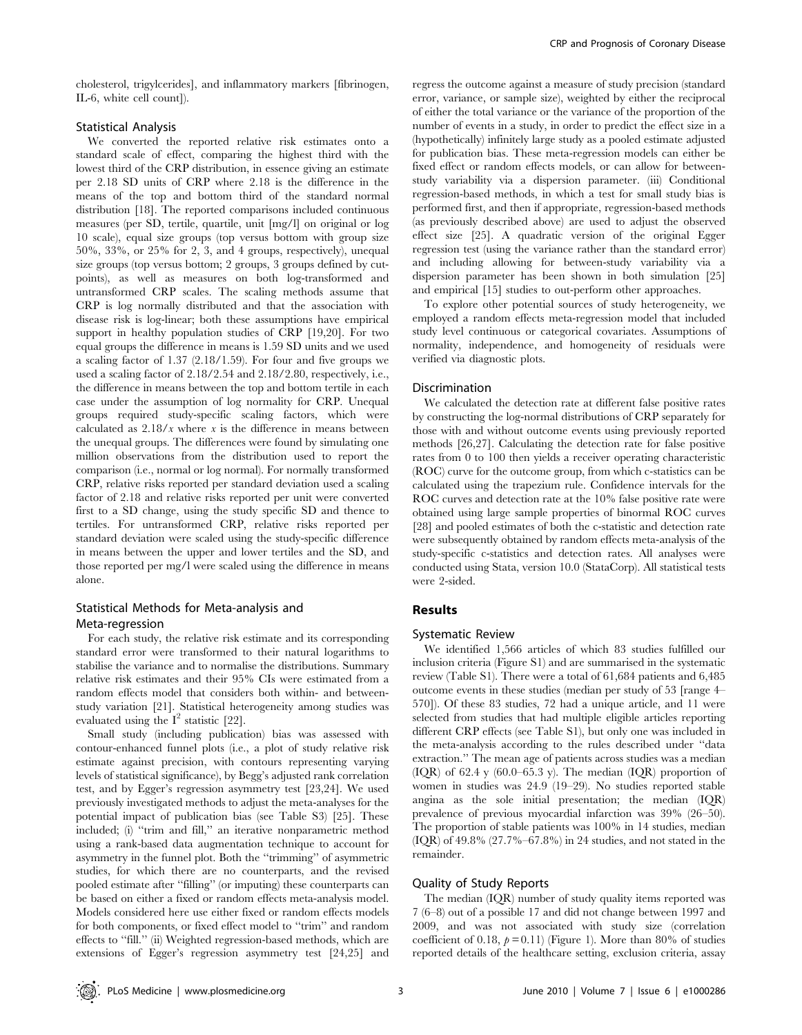cholesterol, trigylcerides], and inflammatory markers [fibrinogen, IL-6, white cell count]).

### Statistical Analysis

We converted the reported relative risk estimates onto a standard scale of effect, comparing the highest third with the lowest third of the CRP distribution, in essence giving an estimate per 2.18 SD units of CRP where 2.18 is the difference in the means of the top and bottom third of the standard normal distribution [18]. The reported comparisons included continuous measures (per SD, tertile, quartile, unit [mg/l] on original or log 10 scale), equal size groups (top versus bottom with group size 50%, 33%, or 25% for 2, 3, and 4 groups, respectively), unequal size groups (top versus bottom; 2 groups, 3 groups defined by cut-points), as well as measures on both log-transformed and untransformed CRP scales. The scaling methods assume that CRP is log normally distributed and that the association with disease risk is log-linear; both these assumptions have empirical support in healthy population studies of CRP [19,20]. For two equal groups the difference in means is 1.59 SD units and we used a scaling factor of 1.37 (2.18/1.59). For four and five groups we used a scaling factor of 2.18/2.54 and 2.18/2.80, respectively, i.e., the difference in means between the top and bottom tertile in each case under the assumption of log normality for CRP. Unequal groups required study-specific scaling factors, which were calculated as $2.18/x$ where $x$ is the difference in means between the unequal groups. The differences were found by simulating one million observations from the distribution used to report the comparison (i.e., normal or log normal). For normally transformed CRP, relative risks reported per standard deviation used a scaling factor of 2.18 and relative risks reported per unit were converted first to a SD change, using the study specific SD and thence to tertiles. For untransformed CRP, relative risks reported per standard deviation were scaled using the study-specific difference in means between the upper and lower tertiles and the SD, and those reported per mg/l were scaled using the difference in means alone.

### Statistical Methods for Meta-analysis and Meta-regression

For each study, the relative risk estimate and its corresponding standard error were transformed to their natural logarithms to stabilise the variance and to normalise the distributions. Summary relative risk estimates and their 95% CIs were estimated from a random effects model that considers both within- and between-study variation [21]. Statistical heterogeneity among studies was evaluated using the $I^2$ statistic [22].

Small study (including publication) bias was assessed with contour-enhanced funnel plots (i.e., a plot of study relative risk estimate against precision, with contours representing varying levels of statistical significance), by Begg's adjusted rank correlation test, and by Egger's regression asymmetry test [23,24]. We used previously investigated methods to adjust the meta-analyses for the potential impact of publication bias (see Table S3) [25]. These included; (i) "trim and fill," an iterative nonparametric method using a rank-based data augmentation technique to account for asymmetry in the funnel plot. Both the "trimming" of asymmetric studies, for which there are no counterparts, and the revised pooled estimate after "filling" (or imputing) these counterparts can be based on either a fixed or random effects meta-analysis model. Models considered here use either fixed or random effects models for both components, or fixed effect model to "trim" and random effects to "fill." (ii) Weighted regression-based methods, which are extensions of Egger's regression asymmetry test [24,25] and regress the outcome against a measure of study precision (standard error, variance, or sample size), weighted by either the reciprocal of either the total variance or the variance of the proportion of the number of events in a study, in order to predict the effect size in a (hypothetically) infinitely large study as a pooled estimate adjusted for publication bias. These meta-regression models can either be fixed effect or random effects models, or can allow for between-study variability via a dispersion parameter. (iii) Conditional regression-based methods, in which a test for small study bias is performed first, and then if appropriate, regression-based methods (as previously described above) are used to adjust the observed effect size [25]. A quadratic version of the original Egger regression test (using the variance rather than the standard error) and including allowing for between-study variability via a dispersion parameter has been shown in both simulation [25] and empirical [15] studies to out-perform other approaches.

To explore other potential sources of study heterogeneity, we employed a random effects meta-regression model that included study level continuous or categorical covariates. Assumptions of normality, independence, and homogeneity of residuals were verified via diagnostic plots.

### Discrimination

We calculated the detection rate at different false positive rates by constructing the log-normal distributions of CRP separately for those with and without outcome events using previously reported methods [26,27]. Calculating the detection rate for false positive rates from 0 to 100 then yields a receiver operating characteristic (ROC) curve for the outcome group, from which c-statistics can be calculated using the trapezium rule. Confidence intervals for the ROC curves and detection rate at the 10% false positive rate were obtained using large sample properties of binormal ROC curves [28] and pooled estimates of both the c-statistic and detection rate were subsequently obtained by random effects meta-analysis of the study-specific c-statistics and detection rates. All analyses were conducted using Stata, version 10.0 (StataCorp). All statistical tests were 2-sided.

## Results

### Systematic Review

We identified 1,566 articles of which 83 studies fulfilled our inclusion criteria (Figure S1) and are summarised in the systematic review (Table S1). There were a total of 61,684 patients and 6,485 outcome events in these studies (median per study of 53 [range 4–570]). Of these 83 studies, 72 had a unique article, and 11 were selected from studies that had multiple eligible articles reporting different CRP effects (see Table S1), but only one was included in the meta-analysis according to the rules described under "data extraction." The mean age of patients across studies was a median (IQR) of 62.4 y (60.0–65.3 y). The median (IQR) proportion of women in studies was 24.9 (19–29). No studies reported stable angina as the sole initial presentation; the median (IQR) prevalence of previous myocardial infarction was 39% (26–50). The proportion of stable patients was 100% in 14 studies, median (IQR) of 49.8% (27.7%–67.8%) in 24 studies, and not stated in the remainder.

### Quality of Study Reports

The median (IQR) number of study quality items reported was 7 (6–8) out of a possible 17 and did not change between 1997 and 2009, and was not associated with study size (correlation coefficient of 0.18, $p = 0.11$) (Figure 1). More than 80% of studies reported details of the healthcare setting, exclusion criteria, assay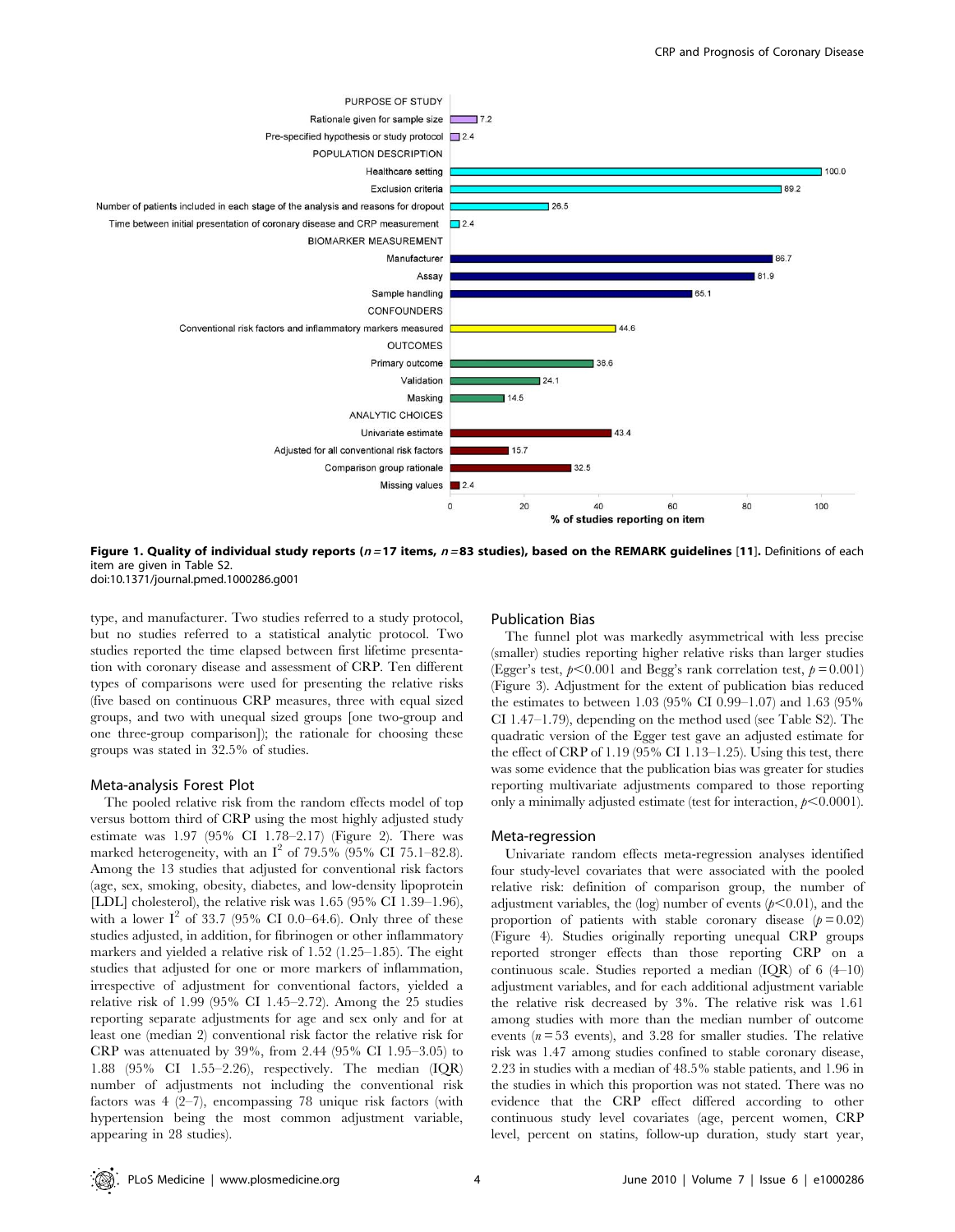PURPOSE OF STUDY

| Item | % of studies reporting on item |
| --- | --- |
| Rationale given for sample size | 7.2 |
| Pre-specified hypothesis or study protocol | 2.4 |
| POPULATION DESCRIPTION | |
| Healthcare setting | 100.0 |
| Exclusion criteria | 89.2 |
| Number of patients included in each stage of the analysis and reasons for dropout | 26.5 |
| Time between initial presentation of coronary disease and CRP measurement | 2.4 |
| BIOMARKER MEASUREMENT | |
| Manufacturer | 86.7 |
| Assay | 81.9 |
| Sample handling | 65.1 |
| CONFOUNDERS | |
| Conventional risk factors and inflammatory markers measured | 44.6 |
| OUTCOMES | |
| Primary outcome | 38.6 |
| Validation | 24.1 |
| Masking | 14.5 |
| ANALYTIC CHOICES | |
| Univariate estimate | 43.4 |
| Adjusted for all conventional risk factors | 15.7 |
| Comparison group rationale | 32.5 |
| Missing values | 2.4 |

**Figure 1. Quality of individual study reports ($n=17$ items, $n=83$ studies), based on the REMARK guidelines [11].** Definitions of each item are given in Table S2.
doi:10.1371/journal.pmed.1000286.g001

type, and manufacturer. Two studies referred to a study protocol, but no studies referred to a statistical analytic protocol. Two studies reported the time elapsed between first lifetime presentation with coronary disease and assessment of CRP. Ten different types of comparisons were used for presenting the relative risks (five based on continuous CRP measures, three with equal sized groups, and two with unequal sized groups [one two-group and one three-group comparison]); the rationale for choosing these groups was stated in 32.5% of studies.

### Meta-analysis Forest Plot

The pooled relative risk from the random effects model of top versus bottom third of CRP using the most highly adjusted study estimate was 1.97 (95% CI 1.78–2.17) (Figure 2). There was marked heterogeneity, with an $I^2$ of 79.5% (95% CI 75.1–82.8). Among the 13 studies that adjusted for conventional risk factors (age, sex, smoking, obesity, diabetes, and low-density lipoprotein [LDL] cholesterol), the relative risk was 1.65 (95% CI 1.39–1.96), with a lower $I^2$ of 33.7 (95% CI 0.0–64.6). Only three of these studies adjusted, in addition, for fibrinogen or other inflammatory markers and yielded a relative risk of 1.52 (1.25–1.85). The eight studies that adjusted for one or more markers of inflammation, irrespective of adjustment for conventional factors, yielded a relative risk of 1.99 (95% CI 1.45–2.72). Among the 25 studies reporting separate adjustments for age and sex only and for at least one (median 2) conventional risk factor the relative risk for CRP was attenuated by 39%, from 2.44 (95% CI 1.95–3.05) to 1.88 (95% CI 1.55–2.26), respectively. The median (IQR) number of adjustments not including the conventional risk factors was 4 (2–7), encompassing 78 unique risk factors (with hypertension being the most common adjustment variable, appearing in 28 studies).

### Publication Bias

The funnel plot was markedly asymmetrical with less precise (smaller) studies reporting higher relative risks than larger studies (Egger's test, $p<0.001$ and Begg's rank correlation test, $p=0.001$) (Figure 3). Adjustment for the extent of publication bias reduced the estimates to between 1.03 (95% CI 0.99–1.07) and 1.63 (95% CI 1.47–1.79), depending on the method used (see Table S2). The quadratic version of the Egger test gave an adjusted estimate for the effect of CRP of 1.19 (95% CI 1.13–1.25). Using this test, there was some evidence that the publication bias was greater for studies reporting multivariate adjustments compared to those reporting only a minimally adjusted estimate (test for interaction, $p<0.0001$).

### Meta-regression

Univariate random effects meta-regression analyses identified four study-level covariates that were associated with the pooled relative risk: definition of comparison group, the number of adjustment variables, the (log) number of events ($p<0.01$), and the proportion of patients with stable coronary disease ($p=0.02$) (Figure 4). Studies originally reporting unequal CRP groups reported stronger effects than those reporting CRP on a continuous scale. Studies reported a median (IQR) of 6 (4–10) adjustment variables, and for each additional adjustment variable the relative risk decreased by 3%. The relative risk was 1.61 among studies with more than the median number of outcome events ($n=53$ events), and 3.28 for smaller studies. The relative risk was 1.47 among studies confined to stable coronary disease, 2.23 in studies with a median of 48.5% stable patients, and 1.96 in the studies in which this proportion was not stated. There was no evidence that the CRP effect differed according to other continuous study level covariates (age, percent women, CRP level, percent on statins, follow-up duration, study start year,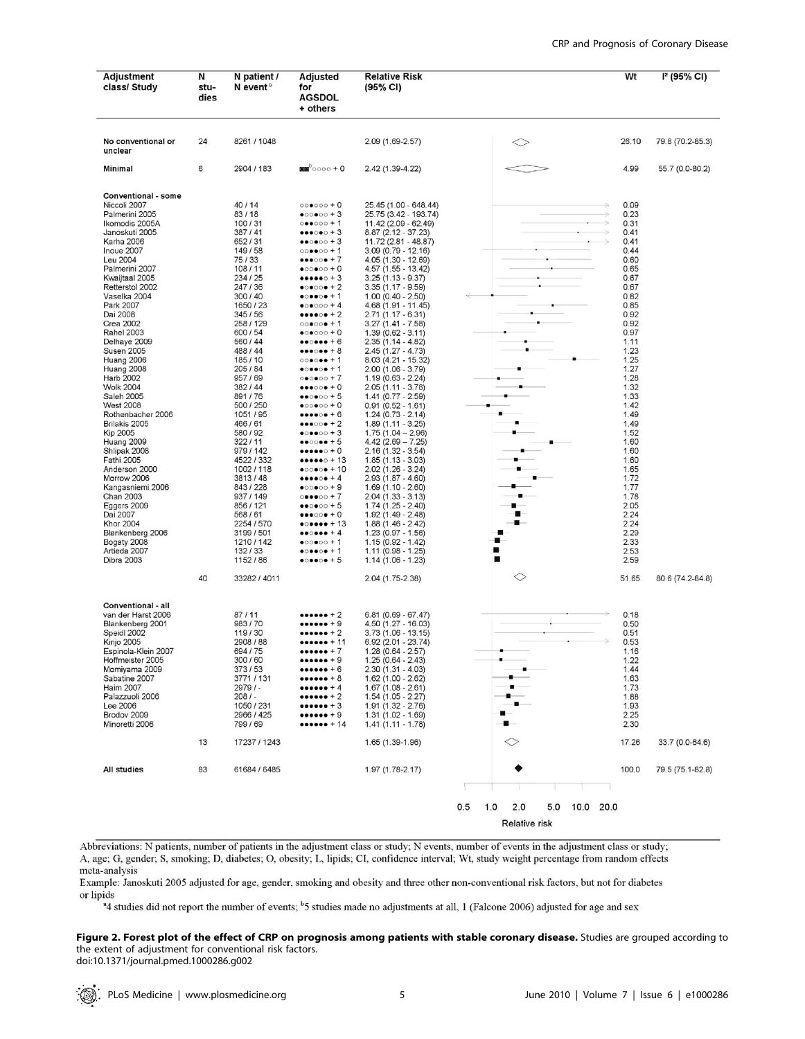| Adjustment class/ Study | N studies | N patient / N event[a] | Adjusted for AGSDOL + others | Relative Risk (95% CI) | Wt | I² (95% CI) |
|---|---|---|---|---|---|---|
| No conventional or unclear | 24 | 8261 / 1048 | | 2.09 (1.69-2.57) | 26.10 | 79.8 (70.2-85.3) |
| Minimal | 6 | 2904 / 183 | ●●[b]○○○○ + 0 | 2.42 (1.39-4.22) | 4.99 | 55.7 (0.0-80.2) |
| **Conventional - some** | | | | | | |
| Niccoli 2007 | | 40 / 14 | ○○●○○○ + 0 | 25.45 (1.00 - 648.44) | 0.09 | |
| Palmerini 2005 | | 83 / 18 | ●○○●○○ + 3 | 25.75 (3.42 - 193.74) | 0.23 | |
| Ikomodis 2005A | | 100 / 31 | ○●●○○○ + 1 | 11.42 (2.09 - 62.49) | 0.31 | |
| Janoskuti 2005 | | 387 / 41 | ●●●○●○ + 3 | 8.87 (2.12 - 37.23) | 0.41 | |
| Karha 2006 | | 652 / 31 | ●●○●○○ + 3 | 11.72 (2.81 - 48.87) | 0.41 | |
| Inoue 2007 | | 149 / 58 | ○○●●○○ + 1 | 3.09 (0.79 - 12.16) | 0.44 | |
| Leu 2004 | | 75 / 33 | ●●●○○● + 7 | 4.05 (1.30 - 12.69) | 0.60 | |
| Palmerini 2007 | | 108 / 11 | ●○○●○○ + 0 | 4.57 (1.55 - 13.42) | 0.65 | |
| Kwaijtaal 2005 | | 234 / 25 | ●●●●●○ + 3 | 3.25 (1.13 - 9.37) | 0.67 | |
| Retterstol 2002 | | 247 / 36 | ●○●○○● + 2 | 3.35 (1.17 - 9.59) | 0.67 | |
| Vaselka 2004 | | 300 / 40 | ●○●●○● + 1 | 1.00 (0.40 - 2.50) | 0.82 | |
| Park 2007 | | 1650 / 23 | ●○●○○○ + 4 | 4.68 (1.91 - 11.45) | 0.85 | |
| Dai 2008 | | 345 / 56 | ●●●●○● + 2 | 2.71 (1.17 - 6.31) | 0.92 | |
| Crea 2002 | | 258 / 129 | ○○●○○● + 1 | 3.27 (1.41 - 7.58) | 0.92 | |
| Rahel 2003 | | 600 / 54 | ●○●○○○ + 0 | 1.39 (0.62 - 3.11) | 0.97 | |
| Delhaye 2009 | | 560 / 44 | ●●○●●● + 6 | 2.35 (1.14 - 4.82) | 1.11 | |
| Susen 2005 | | 488 / 44 | ●●●○●● + 8 | 2.45 (1.27 - 4.73) | 1.23 | |
| Huang 2006 | | 185 / 10 | ○○●○●● + 1 | 8.03 (4.21 - 15.32) | 1.25 | |
| Huang 2008 | | 205 / 84 | ●○●●○● + 1 | 2.00 (1.06 - 3.79) | 1.27 | |
| Harb 2002 | | 957 / 69 | ○●○●○○ + 7 | 1.19 (0.63 - 2.24) | 1.28 | |
| Wolk 2004 | | 382 / 44 | ●●●○○● + 0 | 2.05 (1.11 - 3.78) | 1.32 | |
| Saleh 2005 | | 891 / 76 | ●●○●○○ + 5 | 1.41 (0.77 - 2.59) | 1.33 | |
| West 2008 | | 500 / 250 | ●○○●○○ + 0 | 0.91 (0.52 - 1.61) | 1.42 | |
| Rothenbacher 2006 | | 1051 / 95 | ●●●●○● + 6 | 1.24 (0.73 - 2.14) | 1.49 | |
| Brilakis 2005 | | 466 / 61 | ●●●○○● + 2 | 1.89 (1.11 - 3.25) | 1.49 | |
| Kip 2005 | | 580 / 92 | ●○●●○○ + 3 | 1.75 (1.04 – 2.96) | 1.52 | |
| Huang 2009 | | 322 / 11 | ●●○○●● + 5 | 4.42 (2.69 – 7.25) | 1.60 | |
| Shlipak 2008 | | 979 / 142 | ●●●●●○ + 0 | 2.16 (1.32 - 3.54) | 1.60 | |
| Fathi 2005 | | 4522 / 332 | ●●●●●○ + 13 | 1.85 (1.13 - 3.03) | 1.60 | |
| Anderson 2000 | | 1002 / 118 | ●○○●○● + 10 | 2.02 (1.26 - 3.24) | 1.65 | |
| Morrow 2006 | | 3813 / 48 | ●●●●○● + 4 | 2.93 (1.87 - 4.60) | 1.72 | |
| Kangasniemi 2006 | | 843 / 228 | ●○○●○○ + 9 | 1.69 (1.10 - 2.60) | 1.77 | |
| Chan 2003 | | 937 / 149 | ○●●●○○ + 7 | 2.04 (1.33 - 3.13) | 1.78 | |
| Eggers 2009 | | 856 / 121 | ●●○●○○ + 5 | 1.74 (1.25 - 2.40) | 2.05 | |
| Dai 2007 | | 568 / 61 | ●●●○○● + 0 | 1.92 (1.49 - 2.48) | 2.24 | |
| Khor 2004 | | 2254 / 570 | ○●●●●● + 13 | 1.88 (1.46 - 2.42) | 2.24 | |
| Blankenberg 2006 | | 3199 / 501 | ●●○●●● + 4 | 1.23 (0.97 - 1.56) | 2.29 | |
| Bogaty 2008 | | 1210 / 142 | ●○○●○○ + 1 | 1.15 (0.92 - 1.42) | 2.33 | |
| Artieda 2007 | | 132 / 33 | ●○●●○● + 1 | 1.11 (0.98 - 1.25) | 2.53 | |
| Dibra 2003 | | 1152 / 86 | ●○●●○● + 5 | 1.14 (1.06 - 1.23) | 2.59 | |
| | 40 | 33282 / 4011 | | 2.04 (1.75-2.38) | 51.65 | 80.6 (74.2-84.8) |
| **Conventional - all** | | | | | | |
| van der Harst 2006 | | 87 / 11 | ●●●●●● + 2 | 6.81 (0.69 - 67.47) | 0.18 | |
| Blankenberg 2001 | | 983 / 70 | ●●●●●● + 9 | 4.50 (1.27 - 16.03) | 0.50 | |
| Speidl 2002 | | 119 / 30 | ●●●●●● + 2 | 3.73 (1.06 - 13.15) | 0.51 | |
| Kinjo 2005 | | 2908 / 88 | ●●●●●● + 11 | 6.92 (2.01 - 23.74) | 0.53 | |
| Espinola-Klein 2007 | | 694 / 75 | ●●●●●● + 7 | 1.28 (0.64 - 2.57) | 1.16 | |
| Hoffmeister 2005 | | 300 / 60 | ●●●●●● + 9 | 1.25 (0.64 - 2.43) | 1.22 | |
| Momiyama 2009 | | 373 / 53 | ●●●●●● + 6 | 2.30 (1.31 - 4.03) | 1.44 | |
| Sabatine 2007 | | 3771 / 131 | ●●●●●● + 8 | 1.62 (1.00 - 2.62) | 1.63 | |
| Haim 2007 | | 2979 / - | ●●●●●● + 4 | 1.67 (1.08 - 2.61) | 1.73 | |
| Palazzuoli 2006 | | 208 / - | ●●●●●● + 2 | 1.54 (1.05 - 2.27) | 1.88 | |
| Lee 2006 | | 1050 / 231 | ●●●●●● + 3 | 1.91 (1.32 - 2.76) | 1.93 | |
| Brodov 2009 | | 2966 / 425 | ●●●●●● + 9 | 1.31 (1.02 - 1.69) | 2.25 | |
| Minoretti 2006 | | 799 / 69 | ●●●●●● + 14 | 1.41 (1.11 - 1.78) | 2.30 | |
| | 13 | 17237 / 1243 | | 1.65 (1.39-1.96) | 17.26 | 33.7 (0.0-64.6) |
| **All studies** | 83 | 61684 / 6485 | | 1.97 (1.78-2.17) | 100.0 | 79.5 (75.1-82.8) |

Relative risk (axis: 0.5, 1.0, 2.0, 5.0, 10.0, 20.0)

Abbreviations: N patients, number of patients in the adjustment class or study; N events, number of events in the adjustment class or study; A, age; G, gender; S, smoking; D, diabetes; O, obesity; L, lipids; CI, confidence interval; Wt, study weight percentage from random effects meta-analysis

Example: Janoskuti 2005 adjusted for age, gender, smoking and obesity and three other non-conventional risk factors, but not for diabetes or lipids

[a]4 studies did not report the number of events; [b]5 studies made no adjustments at all, 1 (Falcone 2006) adjusted for age and sex

**Figure 2. Forest plot of the effect of CRP on prognosis among patients with stable coronary disease.** Studies are grouped according to the extent of adjustment for conventional risk factors.
doi:10.1371/journal.pmed.1000286.g002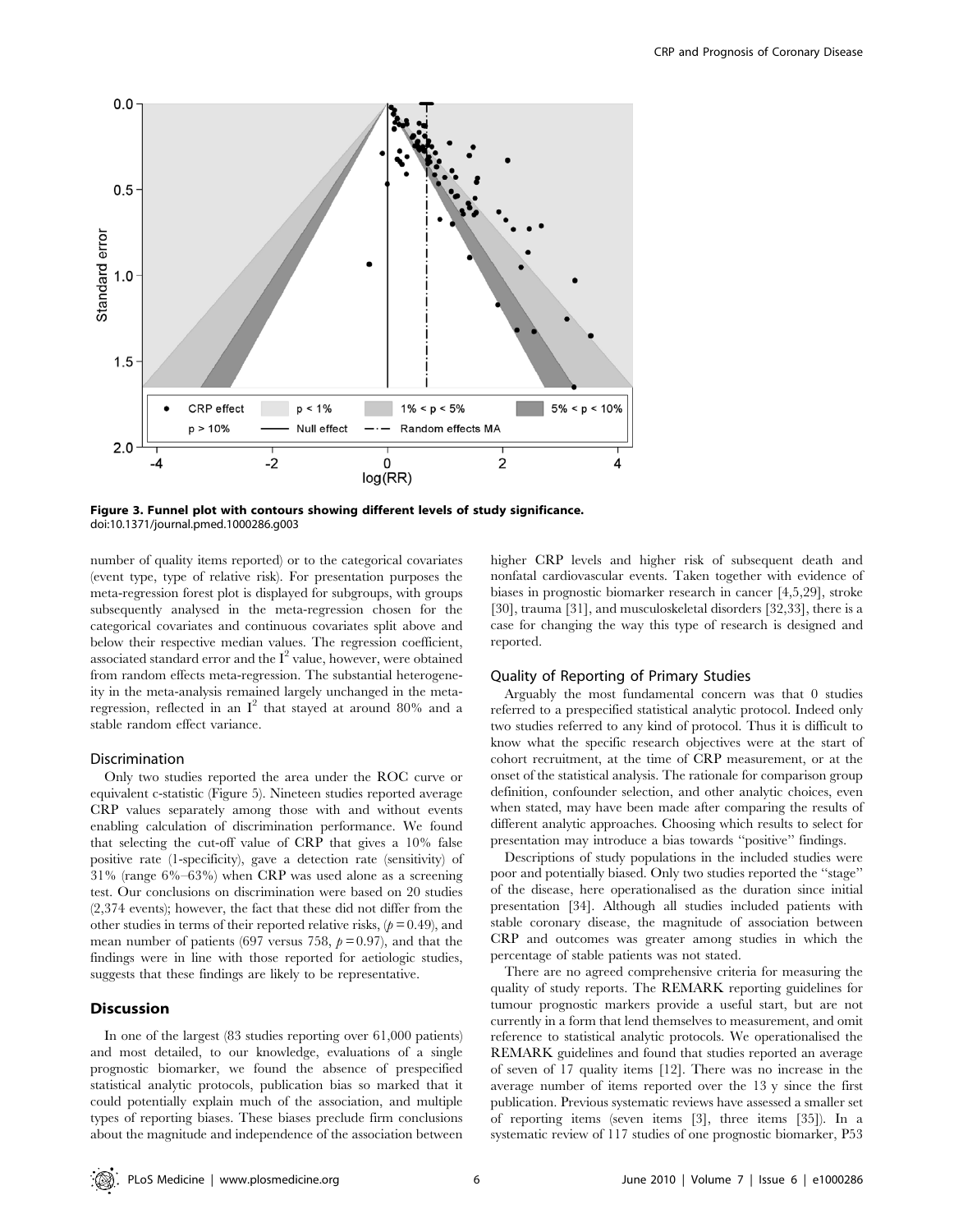**Figure 3. Funnel plot with contours showing different levels of study significance.**
doi:10.1371/journal.pmed.1000286.g003

number of quality items reported) or to the categorical covariates (event type, type of relative risk). For presentation purposes the meta-regression forest plot is displayed for subgroups, with groups subsequently analysed in the meta-regression chosen for the categorical covariates and continuous covariates split above and below their respective median values. The regression coefficient, associated standard error and the $I^2$ value, however, were obtained from random effects meta-regression. The substantial heterogeneity in the meta-analysis remained largely unchanged in the meta-regression, reflected in an $I^2$ that stayed at around 80% and a stable random effect variance.

### Discrimination

Only two studies reported the area under the ROC curve or equivalent c-statistic (Figure 5). Nineteen studies reported average CRP values separately among those with and without events enabling calculation of discrimination performance. We found that selecting the cut-off value of CRP that gives a 10% false positive rate (1-specificity), gave a detection rate (sensitivity) of 31% (range 6%–63%) when CRP was used alone as a screening test. Our conclusions on discrimination were based on 20 studies (2,374 events); however, the fact that these did not differ from the other studies in terms of their reported relative risks, ($p = 0.49$), and mean number of patients (697 versus 758, $p = 0.97$), and that the findings were in line with those reported for aetiologic studies, suggests that these findings are likely to be representative.

## Discussion

In one of the largest (83 studies reporting over 61,000 patients) and most detailed, to our knowledge, evaluations of a single prognostic biomarker, we found the absence of prespecified statistical analytic protocols, publication bias so marked that it could potentially explain much of the association, and multiple types of reporting biases. These biases preclude firm conclusions about the magnitude and independence of the association between higher CRP levels and higher risk of subsequent death and nonfatal cardiovascular events. Taken together with evidence of biases in prognostic biomarker research in cancer [4,5,29], stroke [30], trauma [31], and musculoskeletal disorders [32,33], there is a case for changing the way this type of research is designed and reported.

### Quality of Reporting of Primary Studies

Arguably the most fundamental concern was that 0 studies referred to a prespecified statistical analytic protocol. Indeed only two studies referred to any kind of protocol. Thus it is difficult to know what the specific research objectives were at the start of cohort recruitment, at the time of CRP measurement, or at the onset of the statistical analysis. The rationale for comparison group definition, confounder selection, and other analytic choices, even when stated, may have been made after comparing the results of different analytic approaches. Choosing which results to select for presentation may introduce a bias towards "positive" findings.

Descriptions of study populations in the included studies were poor and potentially biased. Only two studies reported the "stage" of the disease, here operationalised as the duration since initial presentation [34]. Although all studies included patients with stable coronary disease, the magnitude of association between CRP and outcomes was greater among studies in which the percentage of stable patients was not stated.

There are no agreed comprehensive criteria for measuring the quality of study reports. The REMARK reporting guidelines for tumour prognostic markers provide a useful start, but are not currently in a form that lend themselves to measurement, and omit reference to statistical analytic protocols. We operationalised the REMARK guidelines and found that studies reported an average of seven of 17 quality items [12]. There was no increase in the average number of items reported over the 13 y since the first publication. Previous systematic reviews have assessed a smaller set of reporting items (seven items [3], three items [35]). In a systematic review of 117 studies of one prognostic biomarker, P53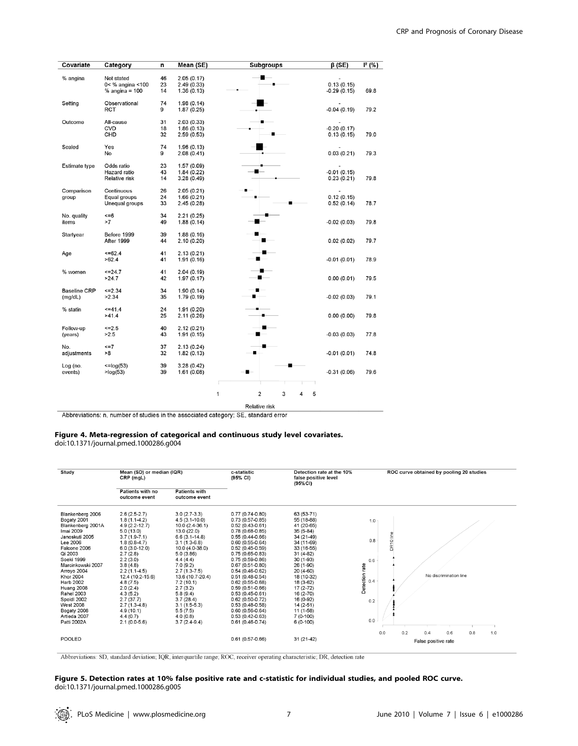| Covariate | Category | n | Mean (SE) | Subgroups | β (SE) | $I^2$ (%) |
|---|---|---|---|---|---|---|
| % angina | Not stated | 46 | 2.05 (0.17) | | - | |
| | 0< % angina <100 | 23 | 2.49 (0.33) | | 0.13 (0.15) | |
| | % angina = 100 | 14 | 1.36 (0.13) | | -0.29 (0.15) | 69.8 |
| Setting | Observational | 74 | 1.98 (0.14) | | - | |
| | RCT | 9 | 1.87 (0.25) | | -0.04 (0.19) | 79.2 |
| Outcome | All-cause | 31 | 2.03 (0.33) | | - | |
| | CVD | 18 | 1.66 (0.13) | | -0.20 (0.17) | |
| | CHD | 32 | 2.59 (0.53) | | 0.13 (0.15) | 79.0 |
| Scaled | Yes | 74 | 1.96 (0.13) | | - | |
| | No | 9 | 2.08 (0.41) | | 0.03 (0.21) | 79.3 |
| Estimate type | Odds ratio | 23 | 1.57 (0.09) | | - | |
| | Hazard ratio | 43 | 1.84 (0.22) | | -0.01 (0.15) | |
| | Relative risk | 14 | 3.28 (0.49) | | 0.23 (0.21) | 79.8 |
| Comparison group | Continuous | 26 | 2.05 (0.21) | | - | |
| | Equal groups | 24 | 1.66 (0.21) | | 0.12 (0.15) | |
| | Unequal groups | 33 | 2.45 (0.28) | | 0.52 (0.14) | 78.7 |
| No. quality items | <=6 | 34 | 2.21 (0.25) | | | |
| | >7 | 49 | 1.88 (0.14) | | -0.02 (0.03) | 79.8 |
| Startyear | Before 1999 | 39 | 1.88 (0.16) | | | |
| | After 1999 | 44 | 2.10 (0.20) | | 0.02 (0.02) | 79.7 |
| Age | <=62.4 | 41 | 2.13 (0.21) | | | |
| | >62.4 | 41 | 1.91 (0.16) | | -0.01 (0.01) | 78.9 |
| % women | <=24.7 | 41 | 2.04 (0.19) | | | |
| | >24.7 | 42 | 1.97 (0.17) | | 0.00 (0.01) | 79.5 |
| Baseline CRP (mg/dL) | <=2.34 | 34 | 1.90 (0.14) | | | |
| | >2.34 | 35 | 1.79 (0.19) | | -0.02 (0.03) | 79.1 |
| % statin | <=41.4 | 24 | 1.91 (0.20) | | | |
| | >41.4 | 25 | 2.11 (0.26) | | 0.00 (0.00) | 79.8 |
| Follow-up (years) | <=2.5 | 40 | 2.12 (0.21) | | | |
| | >2.5 | 43 | 1.91 (0.15) | | -0.03 (0.03) | 77.8 |
| No. adjustments | <=7 | 37 | 2.13 (0.24) | | | |
| | >8 | 32 | 1.82 (0.13) | | -0.01 (0.01) | 74.8 |
| Log (no. events) | <=log(53) | 39 | 3.28 (0.42) | | | |
| | >log(53) | 39 | 1.61 (0.08) | | -0.31 (0.06) | 79.6 |

Abbreviations: n, number of studies in the associated category; SE, standard error

**Figure 4. Meta-regression of categorical and continuous study level covariates.**
doi:10.1371/journal.pmed.1000286.g004

| Study | Mean (SD) or median (IQR) CRP (mgL) | | c-statistic (95% CI) | Detection rate at the 10% false positive level (95%CI) |
|---|---|---|---|---|
| | Patients with no outcome event | Patients with outcome event | | |
| Blankenberg 2006 | 2.6 (2.5-2.7) | 3.0 (2.7-3.3) | 0.77 (0.74-0.80) | 63 (53-71) |
| Bogaty 2001 | 1.8 (1.1-4.2) | 4.5 (3.1-10.0) | 0.73 (0.57-0.85) | 55 (18-88) |
| Blankenberg 2001A | 4.9 (2.2-12.7) | 10.0 (2.4-36.1) | 0.52 (0.43-0.61) | 41 (20-65) |
| Imai 2009 | 5.0 (13.0) | 13.0 (22.0) | 0.78 (0.68-0.85) | 35 (5-84) |
| Janoskuti 2005 | 3.7 (1.9-7.1) | 6.6 (3.1-14.8) | 0.55 (0.44-0.66) | 34 (21-49) |
| Lee 2006 | 1.8 (0.8-4.7) | 3.1 (1.3-6.8) | 0.60 (0.55-0.64) | 34 (11-69) |
| Falcone 2006 | 6.0 (3.0-12.0) | 10.0 (4.0-38.0) | 0.52 (0.45-0.59) | 33 (16-55) |
| Qi 2003 | 2.7 (2.8) | 5.0 (3.86) | 0.75 (0.65-0.83) | 31 (4-82) |
| Soeki 1999 | 2.2 (3.0) | 4.4 (4.4) | 0.75 (0.59-0.86) | 30 (1-93) |
| Marcinkowski 2007 | 3.8 (4.8) | 7.0 (9.2) | 0.67 (0.51-0.80) | 26 (1-90) |
| Arroyo 2004 | 2.2 (1.1-4.5) | 2.7 (1.3-7.5) | 0.54 (0.46-0.62) | 20 (4-60) |
| Khor 2004 | 12.4 (10.2-15.6) | 13.6 (10.7-20.4) | 0.51 (0.48-0.54) | 18 (10-32) |
| Harb 2002 | 4.8 (7.5) | 7.2 (10.1) | 0.62 (0.55-0.68) | 18 (3-62) |
| Huang 2008 | 2.0 (2.4) | 2.7 (3.2) | 0.59 (0.51-0.66) | 17 (2-72) |
| Rahel 2003 | 4.3 (5.2) | 5.8 (9.4) | 0.53 (0.45-0.61) | 16 (2-70) |
| Speidl 2002 | 2.7 (37.7) | 3.7 (28.4) | 0.62 (0.50-0.72) | 16 (0-92) |
| West 2008 | 2.7 (1.3-4.8) | 3.1 (1.5-5.3) | 0.53 (0.48-0.58) | 14 (2-51) |
| Bogaty 2008 | 4.9 (10.1) | 5.5 (7.5) | 0.60 (0.56-0.64) | 11 (1-58) |
| Artieda 2007 | 4.4 (0.7) | 4.0 (0.8) | 0.53 (0.42-0.63) | 7 (0-100) |
| Patti 2002A | 2.1 (0.0-5.6) | 3.7 (2.4-9.4) | 0.61 (0.46-0.74) | 6 (0-100) |
| POOLED | | | 0.61 (0.57-0.66) | 31 (21-42) |

Abbreviations: SD, standard deviation; IQR, interquartile range; ROC, receiver operating characteristic; DR, detection rate

**Figure 5. Detection rates at 10% false positive rate and c-statistic for individual studies, and pooled ROC curve.**
doi:10.1371/journal.pmed.1000286.g005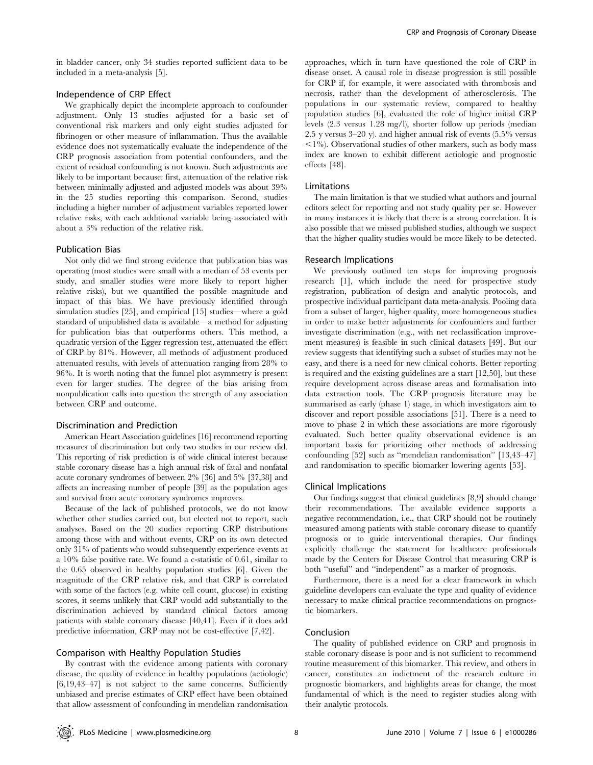in bladder cancer, only 34 studies reported sufficient data to be included in a meta-analysis [5].

### Independence of CRP Effect

We graphically depict the incomplete approach to confounder adjustment. Only 13 studies adjusted for a basic set of conventional risk markers and only eight studies adjusted for fibrinogen or other measure of inflammation. Thus the available evidence does not systematically evaluate the independence of the CRP prognosis association from potential confounders, and the extent of residual confounding is not known. Such adjustments are likely to be important because: first, attenuation of the relative risk between minimally adjusted and adjusted models was about 39% in the 25 studies reporting this comparison. Second, studies including a higher number of adjustment variables reported lower relative risks, with each additional variable being associated with about a 3% reduction of the relative risk.

### Publication Bias

Not only did we find strong evidence that publication bias was operating (most studies were small with a median of 53 events per study, and smaller studies were more likely to report higher relative risks), but we quantified the possible magnitude and impact of this bias. We have previously identified through simulation studies [25], and empirical [15] studies—where a gold standard of unpublished data is available—a method for adjusting for publication bias that outperforms others. This method, a quadratic version of the Egger regression test, attenuated the effect of CRP by 81%. However, all methods of adjustment produced attenuated results, with levels of attenuation ranging from 28% to 96%. It is worth noting that the funnel plot asymmetry is present even for larger studies. The degree of the bias arising from nonpublication calls into question the strength of any association between CRP and outcome.

### Discrimination and Prediction

American Heart Association guidelines [16] recommend reporting measures of discrimination but only two studies in our review did. This reporting of risk prediction is of wide clinical interest because stable coronary disease has a high annual risk of fatal and nonfatal acute coronary syndromes of between 2% [36] and 5% [37,38] and affects an increasing number of people [39] as the population ages and survival from acute coronary syndromes improves.

Because of the lack of published protocols, we do not know whether other studies carried out, but elected not to report, such analyses. Based on the 20 studies reporting CRP distributions among those with and without events, CRP on its own detected only 31% of patients who would subsequently experience events at a 10% false positive rate. We found a c-statistic of 0.61, similar to the 0.65 observed in healthy population studies [6]. Given the magnitude of the CRP relative risk, and that CRP is correlated with some of the factors (e.g. white cell count, glucose) in existing scores, it seems unlikely that CRP would add substantially to the discrimination achieved by standard clinical factors among patients with stable coronary disease [40,41]. Even if it does add predictive information, CRP may not be cost-effective [7,42].

### Comparison with Healthy Population Studies

By contrast with the evidence among patients with coronary disease, the quality of evidence in healthy populations (aetiologic) [6,19,43–47] is not subject to the same concerns. Sufficiently unbiased and precise estimates of CRP effect have been obtained that allow assessment of confounding in mendelian randomisation approaches, which in turn have questioned the role of CRP in disease onset. A causal role in disease progression is still possible for CRP if, for example, it were associated with thrombosis and necrosis, rather than the development of atherosclerosis. The populations in our systematic review, compared to healthy population studies [6], evaluated the role of higher initial CRP levels (2.3 versus 1.28 mg/l), shorter follow up periods (median 2.5 y versus 3–20 y). and higher annual risk of events (5.5% versus <1%). Observational studies of other markers, such as body mass index are known to exhibit different aetiologic and prognostic effects [48].

### Limitations

The main limitation is that we studied what authors and journal editors select for reporting and not study quality per se. However in many instances it is likely that there is a strong correlation. It is also possible that we missed published studies, although we suspect that the higher quality studies would be more likely to be detected.

### Research Implications

We previously outlined ten steps for improving prognosis research [1], which include the need for prospective study registration, publication of design and analytic protocols, and prospective individual participant data meta-analysis. Pooling data from a subset of larger, higher quality, more homogeneous studies in order to make better adjustments for confounders and further investigate discrimination (e.g., with net reclassification improvement measures) is feasible in such clinical datasets [49]. But our review suggests that identifying such a subset of studies may not be easy, and there is a need for new clinical cohorts. Better reporting is required and the existing guidelines are a start [12,50], but these require development across disease areas and formalisation into data extraction tools. The CRP–prognosis literature may be summarised as early (phase 1) stage, in which investigators aim to discover and report possible associations [51]. There is a need to move to phase 2 in which these associations are more rigorously evaluated. Such better quality observational evidence is an important basis for prioritizing other methods of addressing confounding [52] such as "mendelian randomisation" [13,43–47] and randomisation to specific biomarker lowering agents [53].

### Clinical Implications

Our findings suggest that clinical guidelines [8,9] should change their recommendations. The available evidence supports a negative recommendation, i.e., that CRP should not be routinely measured among patients with stable coronary disease to quantify prognosis or to guide interventional therapies. Our findings explicitly challenge the statement for healthcare professionals made by the Centers for Disease Control that measuring CRP is both "useful" and "independent" as a marker of prognosis.

Furthermore, there is a need for a clear framework in which guideline developers can evaluate the type and quality of evidence necessary to make clinical practice recommendations on prognostic biomarkers.

### Conclusion

The quality of published evidence on CRP and prognosis in stable coronary disease is poor and is not sufficient to recommend routine measurement of this biomarker. This review, and others in cancer, constitutes an indictment of the research culture in prognostic biomarkers, and highlights areas for change, the most fundamental of which is the need to register studies along with their analytic protocols.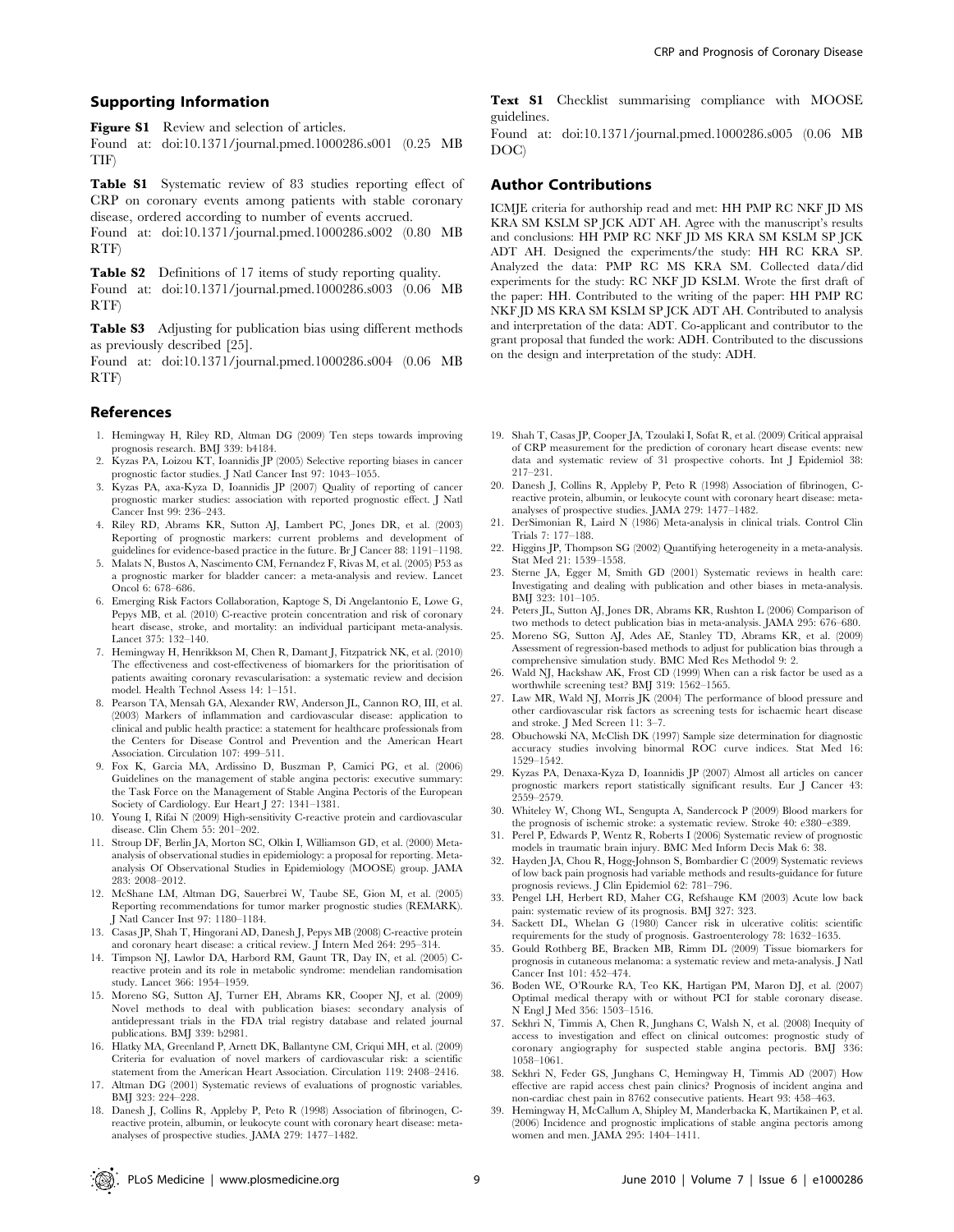## Supporting Information

**Figure S1** Review and selection of articles.
Found at: doi:10.1371/journal.pmed.1000286.s001 (0.25 MB TIF)

**Table S1** Systematic review of 83 studies reporting effect of CRP on coronary events among patients with stable coronary disease, ordered according to number of events accrued.
Found at: doi:10.1371/journal.pmed.1000286.s002 (0.80 MB RTF)

**Table S2** Definitions of 17 items of study reporting quality.
Found at: doi:10.1371/journal.pmed.1000286.s003 (0.06 MB RTF)

**Table S3** Adjusting for publication bias using different methods as previously described [25].
Found at: doi:10.1371/journal.pmed.1000286.s004 (0.06 MB RTF)

**Text S1** Checklist summarising compliance with MOOSE guidelines.
Found at: doi:10.1371/journal.pmed.1000286.s005 (0.06 MB DOC)

## Author Contributions

ICMJE criteria for authorship read and met: HH PMP RC NKF JD MS KRA SM KSLM SP JCK ADT AH. Agree with the manuscript's results and conclusions: HH PMP RC NKF JD MS KRA SM KSLM SP JCK ADT AH. Designed the experiments/the study: HH RC KRA SP. Analyzed the data: PMP RC MS KRA SM. Collected data/did experiments for the study: RC NKF JD KSLM. Wrote the first draft of the paper: HH. Contributed to the writing of the paper: HH PMP RC NKF JD MS KRA SM KSLM SP JCK ADT AH. Contributed to analysis and interpretation of the data: ADT. Co-applicant and contributor to the grant proposal that funded the work: ADH. Contributed to the discussions on the design and interpretation of the study: ADH.

## References

1. Hemingway H, Riley RD, Altman DG (2009) Ten steps towards improving prognosis research. BMJ 339: b4184.
2. Kyzas PA, Loizou KT, Ioannidis JP (2005) Selective reporting biases in cancer prognostic factor studies. J Natl Cancer Inst 97: 1043–1055.
3. Kyzas PA, axa-Kyza D, Ioannidis JP (2007) Quality of reporting of cancer prognostic marker studies: association with reported prognostic effect. J Natl Cancer Inst 99: 236–243.
4. Riley RD, Abrams KR, Sutton AJ, Lambert PC, Jones DR, et al. (2003) Reporting of prognostic markers: current problems and development of guidelines for evidence-based practice in the future. Br J Cancer 88: 1191–1198.
5. Malats N, Bustos A, Nascimento CM, Fernandez F, Rivas M, et al. (2005) P53 as a prognostic marker for bladder cancer: a meta-analysis and review. Lancet Oncol 6: 678–686.
6. Emerging Risk Factors Collaboration, Kaptoge S, Di Angelantonio E, Lowe G, Pepys MB, et al. (2010) C-reactive protein concentration and risk of coronary heart disease, stroke, and mortality: an individual participant meta-analysis. Lancet 375: 132–140.
7. Hemingway H, Henrikkson M, Chen R, Damant J, Fitzpatrick NK, et al. (2010) The effectiveness and cost-effectiveness of biomarkers for the prioritisation of patients awaiting coronary revascularisation: a systematic review and decision model. Health Technol Assess 14: 1–151.
8. Pearson TA, Mensah GA, Alexander RW, Anderson JL, Cannon RO, III, et al. (2003) Markers of inflammation and cardiovascular disease: application to clinical and public health practice: a statement for healthcare professionals from the Centers for Disease Control and Prevention and the American Heart Association. Circulation 107: 499–511.
9. Fox K, Garcia MA, Ardissino D, Buszman P, Camici PG, et al. (2006) Guidelines on the management of stable angina pectoris: executive summary: the Task Force on the Management of Stable Angina Pectoris of the European Society of Cardiology. Eur Heart J 27: 1341–1381.
10. Young I, Rifai N (2009) High-sensitivity C-reactive protein and cardiovascular disease. Clin Chem 55: 201–202.
11. Stroup DF, Berlin JA, Morton SC, Olkin I, Williamson GD, et al. (2000) Meta-analysis of observational studies in epidemiology: a proposal for reporting. Meta-analysis Of Observational Studies in Epidemiology (MOOSE) group. JAMA 283: 2008–2012.
12. McShane LM, Altman DG, Sauerbrei W, Taube SE, Gion M, et al. (2005) Reporting recommendations for tumor marker prognostic studies (REMARK). J Natl Cancer Inst 97: 1180–1184.
13. Casas JP, Shah T, Hingorani AD, Danesh J, Pepys MB (2008) C-reactive protein and coronary heart disease: a critical review. J Intern Med 264: 295–314.
14. Timpson NJ, Lawlor DA, Harbord RM, Gaunt TR, Day IN, et al. (2005) C-reactive protein and its role in metabolic syndrome: mendelian randomisation study. Lancet 366: 1954–1959.
15. Moreno SG, Sutton AJ, Turner EH, Abrams KR, Cooper NJ, et al. (2009) Novel methods to deal with publication biases: secondary analysis of antidepressant trials in the FDA trial registry database and related journal publications. BMJ 339: b2981.
16. Hlatky MA, Greenland P, Arnett DK, Ballantyne CM, Criqui MH, et al. (2009) Criteria for evaluation of novel markers of cardiovascular risk: a scientific statement from the American Heart Association. Circulation 119: 2408–2416.
17. Altman DG (2001) Systematic reviews of evaluations of prognostic variables. BMJ 323: 224–228.
18. Danesh J, Collins R, Appleby P, Peto R (1998) Association of fibrinogen, C-reactive protein, albumin, or leukocyte count with coronary heart disease: meta-analyses of prospective studies. JAMA 279: 1477–1482.
19. Shah T, Casas JP, Cooper JA, Tzoulaki I, Sofat R, et al. (2009) Critical appraisal of CRP measurement for the prediction of coronary heart disease events: new data and systematic review of 31 prospective cohorts. Int J Epidemiol 38: 217–231.
20. Danesh J, Collins R, Appleby P, Peto R (1998) Association of fibrinogen, C-reactive protein, albumin, or leukocyte count with coronary heart disease: meta-analyses of prospective studies. JAMA 279: 1477–1482.
21. DerSimonian R, Laird N (1986) Meta-analysis in clinical trials. Control Clin Trials 7: 177–188.
22. Higgins JP, Thompson SG (2002) Quantifying heterogeneity in a meta-analysis. Stat Med 21: 1539–1558.
23. Sterne JA, Egger M, Smith GD (2001) Systematic reviews in health care: Investigating and dealing with publication and other biases in meta-analysis. BMJ 323: 101–105.
24. Peters JL, Sutton AJ, Jones DR, Abrams KR, Rushton L (2006) Comparison of two methods to detect publication bias in meta-analysis. JAMA 295: 676–680.
25. Moreno SG, Sutton AJ, Ades AE, Stanley TD, Abrams KR, et al. (2009) Assessment of regression-based methods to adjust for publication bias through a comprehensive simulation study. BMC Med Res Methodol 9: 2.
26. Wald NJ, Hackshaw AK, Frost CD (1999) When can a risk factor be used as a worthwhile screening test? BMJ 319: 1562–1565.
27. Law MR, Wald NJ, Morris JK (2004) The performance of blood pressure and other cardiovascular risk factors as screening tests for ischaemic heart disease and stroke. J Med Screen 11: 3–7.
28. Obuchowski NA, McClish DK (1997) Sample size determination for diagnostic accuracy studies involving binormal ROC curve indices. Stat Med 16: 1529–1542.
29. Kyzas PA, Denaxa-Kyza D, Ioannidis JP (2007) Almost all articles on cancer prognostic markers report statistically significant results. Eur J Cancer 43: 2559–2579.
30. Whiteley W, Chong WL, Sengupta A, Sandercock P (2009) Blood markers for the prognosis of ischemic stroke: a systematic review. Stroke 40: e380–e389.
31. Perel P, Edwards P, Wentz R, Roberts I (2006) Systematic review of prognostic models in traumatic brain injury. BMC Med Inform Decis Mak 6: 38.
32. Hayden JA, Chou R, Hogg-Johnson S, Bombardier C (2009) Systematic reviews of low back pain prognosis had variable methods and results-guidance for future prognosis reviews. J Clin Epidemiol 62: 781–796.
33. Pengel LH, Herbert RD, Maher CG, Refshauge KM (2003) Acute low back pain: systematic review of its prognosis. BMJ 327: 323.
34. Sackett DL, Whelan G (1980) Cancer risk in ulcerative colitis: scientific requirements for the study of prognosis. Gastroenterology 78: 1632–1635.
35. Gould Rothberg BE, Bracken MB, Rimm DL (2009) Tissue biomarkers for prognosis in cutaneous melanoma: a systematic review and meta-analysis. J Natl Cancer Inst 101: 452–474.
36. Boden WE, O'Rourke RA, Teo KK, Hartigan PM, Maron DJ, et al. (2007) Optimal medical therapy with or without PCI for stable coronary disease. N Engl J Med 356: 1503–1516.
37. Sekhri N, Timmis A, Chen R, Junghans C, Walsh N, et al. (2008) Inequity of access to investigation and effect on clinical outcomes: prognostic study of coronary angiography for suspected stable angina pectoris. BMJ 336: 1058–1061.
38. Sekhri N, Feder GS, Junghans C, Hemingway H, Timmis AD (2007) How effective are rapid access chest pain clinics? Prognosis of incident angina and non-cardiac chest pain in 8762 consecutive patients. Heart 93: 458–463.
39. Hemingway H, McCallum A, Shipley M, Manderbacka K, Martikainen P, et al. (2006) Incidence and prognostic implications of stable angina pectoris among women and men. JAMA 295: 1404–1411.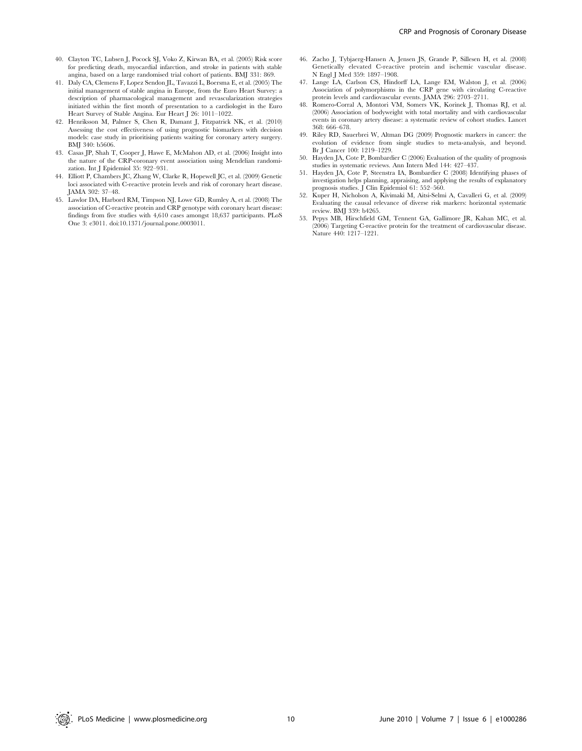40. Clayton TC, Lubsen J, Pocock SJ, Voko Z, Kirwan BA, et al. (2005) Risk score for predicting death, myocardial infarction, and stroke in patients with stable angina, based on a large randomised trial cohort of patients. BMJ 331: 869.
41. Daly CA, Clemens F, Lopez Sendon JL, Tavazzi L, Boersma E, et al. (2005) The initial management of stable angina in Europe, from the Euro Heart Survey: a description of pharmacological management and revascularization strategies initiated within the first month of presentation to a cardiologist in the Euro Heart Survey of Stable Angina. Eur Heart J 26: 1011–1022.
42. Henriksson M, Palmer S, Chen R, Damant J, Fitzpatrick NK, et al. (2010) Assessing the cost effectiveness of using prognostic biomarkers with decision models: case study in prioritising patients waiting for coronary artery surgery. BMJ 340: b5606.
43. Casas JP, Shah T, Cooper J, Hawe E, McMahon AD, et al. (2006) Insight into the nature of the CRP-coronary event association using Mendelian randomization. Int J Epidemiol 35: 922–931.
44. Elliott P, Chambers JC, Zhang W, Clarke R, Hopewell JC, et al. (2009) Genetic loci associated with C-reactive protein levels and risk of coronary heart disease. JAMA 302: 37–48.
45. Lawlor DA, Harbord RM, Timpson NJ, Lowe GD, Rumley A, et al. (2008) The association of C-reactive protein and CRP genotype with coronary heart disease: findings from five studies with 4,610 cases amongst 18,637 participants. PLoS One 3: e3011. doi:10.1371/journal.pone.0003011.
46. Zacho J, Tybjaerg-Hansen A, Jensen JS, Grande P, Sillesen H, et al. (2008) Genetically elevated C-reactive protein and ischemic vascular disease. N Engl J Med 359: 1897–1908.
47. Lange LA, Carlson CS, Hindorff LA, Lange EM, Walston J, et al. (2006) Association of polymorphisms in the CRP gene with circulating C-reactive protein levels and cardiovascular events. JAMA 296: 2703–2711.
48. Romero-Corral A, Montori VM, Somers VK, Korinek J, Thomas RJ, et al. (2006) Association of bodyweight with total mortality and with cardiovascular events in coronary artery disease: a systematic review of cohort studies. Lancet 368: 666–678.
49. Riley RD, Sauerbrei W, Altman DG (2009) Prognostic markers in cancer: the evolution of evidence from single studies to meta-analysis, and beyond. Br J Cancer 100: 1219–1229.
50. Hayden JA, Cote P, Bombardier C (2006) Evaluation of the quality of prognosis studies in systematic reviews. Ann Intern Med 144: 427–437.
51. Hayden JA, Cote P, Steenstra IA, Bombardier C (2008) Identifying phases of investigation helps planning, appraising, and applying the results of explanatory prognosis studies. J Clin Epidemiol 61: 552–560.
52. Kuper H, Nicholson A, Kivimaki M, Aitsi-Selmi A, Cavalleri G, et al. (2009) Evaluating the causal relevance of diverse risk markers: horizontal systematic review. BMJ 339: b4265.
53. Pepys MB, Hirschfield GM, Tennent GA, Gallimore JR, Kahan MC, et al. (2006) Targeting C-reactive protein for the treatment of cardiovascular disease. Nature 440: 1217–1221.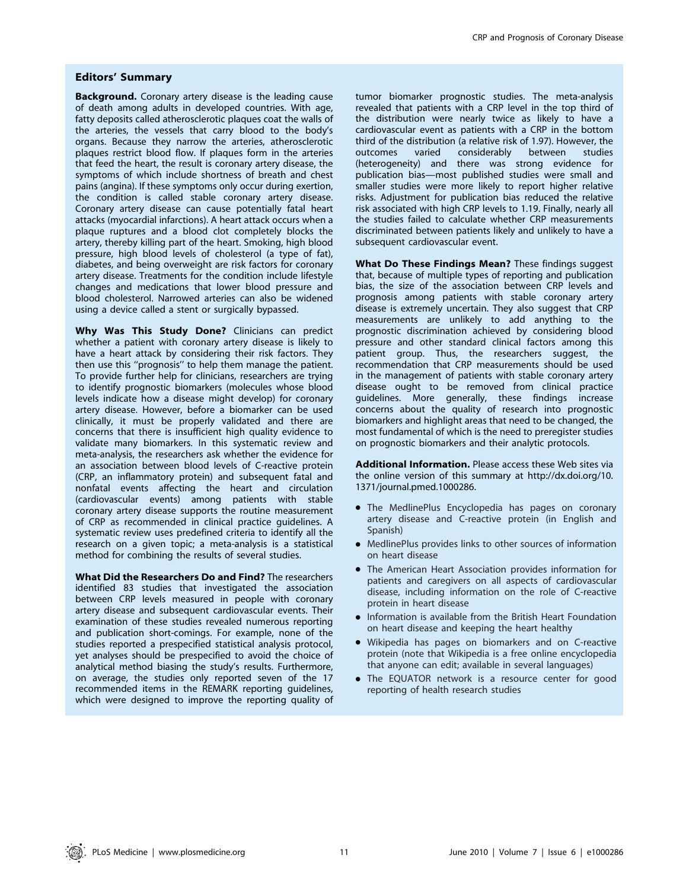## Editors' Summary

**Background.** Coronary artery disease is the leading cause of death among adults in developed countries. With age, fatty deposits called atherosclerotic plaques coat the walls of the arteries, the vessels that carry blood to the body's organs. Because they narrow the arteries, atherosclerotic plaques restrict blood flow. If plaques form in the arteries that feed the heart, the result is coronary artery disease, the symptoms of which include shortness of breath and chest pains (angina). If these symptoms only occur during exertion, the condition is called stable coronary artery disease. Coronary artery disease can cause potentially fatal heart attacks (myocardial infarctions). A heart attack occurs when a plaque ruptures and a blood clot completely blocks the artery, thereby killing part of the heart. Smoking, high blood pressure, high blood levels of cholesterol (a type of fat), diabetes, and being overweight are risk factors for coronary artery disease. Treatments for the condition include lifestyle changes and medications that lower blood pressure and blood cholesterol. Narrowed arteries can also be widened using a device called a stent or surgically bypassed.

**Why Was This Study Done?** Clinicians can predict whether a patient with coronary artery disease is likely to have a heart attack by considering their risk factors. They then use this ''prognosis'' to help them manage the patient. To provide further help for clinicians, researchers are trying to identify prognostic biomarkers (molecules whose blood levels indicate how a disease might develop) for coronary artery disease. However, before a biomarker can be used clinically, it must be properly validated and there are concerns that there is insufficient high quality evidence to validate many biomarkers. In this systematic review and meta-analysis, the researchers ask whether the evidence for an association between blood levels of C-reactive protein (CRP, an inflammatory protein) and subsequent fatal and nonfatal events affecting the heart and circulation (cardiovascular events) among patients with stable coronary artery disease supports the routine measurement of CRP as recommended in clinical practice guidelines. A systematic review uses predefined criteria to identify all the research on a given topic; a meta-analysis is a statistical method for combining the results of several studies.

**What Did the Researchers Do and Find?** The researchers identified 83 studies that investigated the association between CRP levels measured in people with coronary artery disease and subsequent cardiovascular events. Their examination of these studies revealed numerous reporting and publication short-comings. For example, none of the studies reported a prespecified statistical analysis protocol, yet analyses should be prespecified to avoid the choice of analytical method biasing the study's results. Furthermore, on average, the studies only reported seven of the 17 recommended items in the REMARK reporting guidelines, which were designed to improve the reporting quality of tumor biomarker prognostic studies. The meta-analysis revealed that patients with a CRP level in the top third of the distribution were nearly twice as likely to have a cardiovascular event as patients with a CRP in the bottom third of the distribution (a relative risk of 1.97). However, the outcomes varied considerably between studies (heterogeneity) and there was strong evidence for publication bias—most published studies were small and smaller studies were more likely to report higher relative risks. Adjustment for publication bias reduced the relative risk associated with high CRP levels to 1.19. Finally, nearly all the studies failed to calculate whether CRP measurements discriminated between patients likely and unlikely to have a subsequent cardiovascular event.

**What Do These Findings Mean?** These findings suggest that, because of multiple types of reporting and publication bias, the size of the association between CRP levels and prognosis among patients with stable coronary artery disease is extremely uncertain. They also suggest that CRP measurements are unlikely to add anything to the prognostic discrimination achieved by considering blood pressure and other standard clinical factors among this patient group. Thus, the researchers suggest, the recommendation that CRP measurements should be used in the management of patients with stable coronary artery disease ought to be removed from clinical practice guidelines. More generally, these findings increase concerns about the quality of research into prognostic biomarkers and highlight areas that need to be changed, the most fundamental of which is the need to preregister studies on prognostic biomarkers and their analytic protocols.

**Additional Information.** Please access these Web sites via the online version of this summary at http://dx.doi.org/10.1371/journal.pmed.1000286.

- The MedlinePlus Encyclopedia has pages on coronary artery disease and C-reactive protein (in English and Spanish)
- MedlinePlus provides links to other sources of information on heart disease
- The American Heart Association provides information for patients and caregivers on all aspects of cardiovascular disease, including information on the role of C-reactive protein in heart disease
- Information is available from the British Heart Foundation on heart disease and keeping the heart healthy
- Wikipedia has pages on biomarkers and on C-reactive protein (note that Wikipedia is a free online encyclopedia that anyone can edit; available in several languages)
- The EQUATOR network is a resource center for good reporting of health research studies